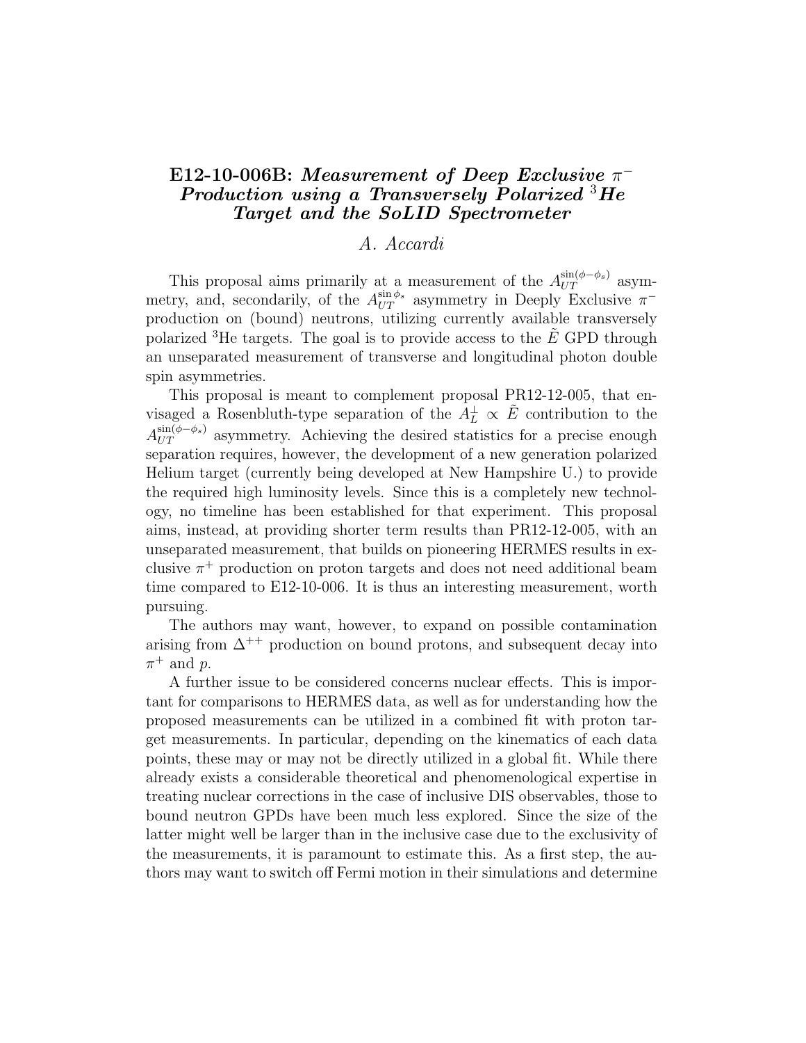# E12-10-006B: *Measurement of Deep Exclusive $\pi^-$ Production using a Transversely Polarized $^3$He Target and the SoLID Spectrometer*

*A. Accardi*

This proposal aims primarily at a measurement of the $A_{UT}^{\sin(\phi-\phi_s)}$ asymmetry, and, secondarily, of the $A_{UT}^{\sin\phi_s}$ asymmetry in Deeply Exclusive $\pi^-$ production on (bound) neutrons, utilizing currently available transversely polarized $^3$He targets. The goal is to provide access to the $\tilde{E}$ GPD through an unseparated measurement of transverse and longitudinal photon double spin asymmetries.

This proposal is meant to complement proposal PR12-12-005, that envisaged a Rosenbluth-type separation of the $A_L^{\perp} \propto \tilde{E}$ contribution to the $A_{UT}^{\sin(\phi-\phi_s)}$ asymmetry. Achieving the desired statistics for a precise enough separation requires, however, the development of a new generation polarized Helium target (currently being developed at New Hampshire U.) to provide the required high luminosity levels. Since this is a completely new technology, no timeline has been established for that experiment. This proposal aims, instead, at providing shorter term results than PR12-12-005, with an unseparated measurement, that builds on pioneering HERMES results in exclusive $\pi^+$ production on proton targets and does not need additional beam time compared to E12-10-006. It is thus an interesting measurement, worth pursuing.

The authors may want, however, to expand on possible contamination arising from $\Delta^{++}$ production on bound protons, and subsequent decay into $\pi^+$ and $p$.

A further issue to be considered concerns nuclear effects. This is important for comparisons to HERMES data, as well as for understanding how the proposed measurements can be utilized in a combined fit with proton target measurements. In particular, depending on the kinematics of each data points, these may or may not be directly utilized in a global fit. While there already exists a considerable theoretical and phenomenological expertise in treating nuclear corrections in the case of inclusive DIS observables, those to bound neutron GPDs have been much less explored. Since the size of the latter might well be larger than in the inclusive case due to the exclusivity of the measurements, it is paramount to estimate this. As a first step, the authors may want to switch off Fermi motion in their simulations and determine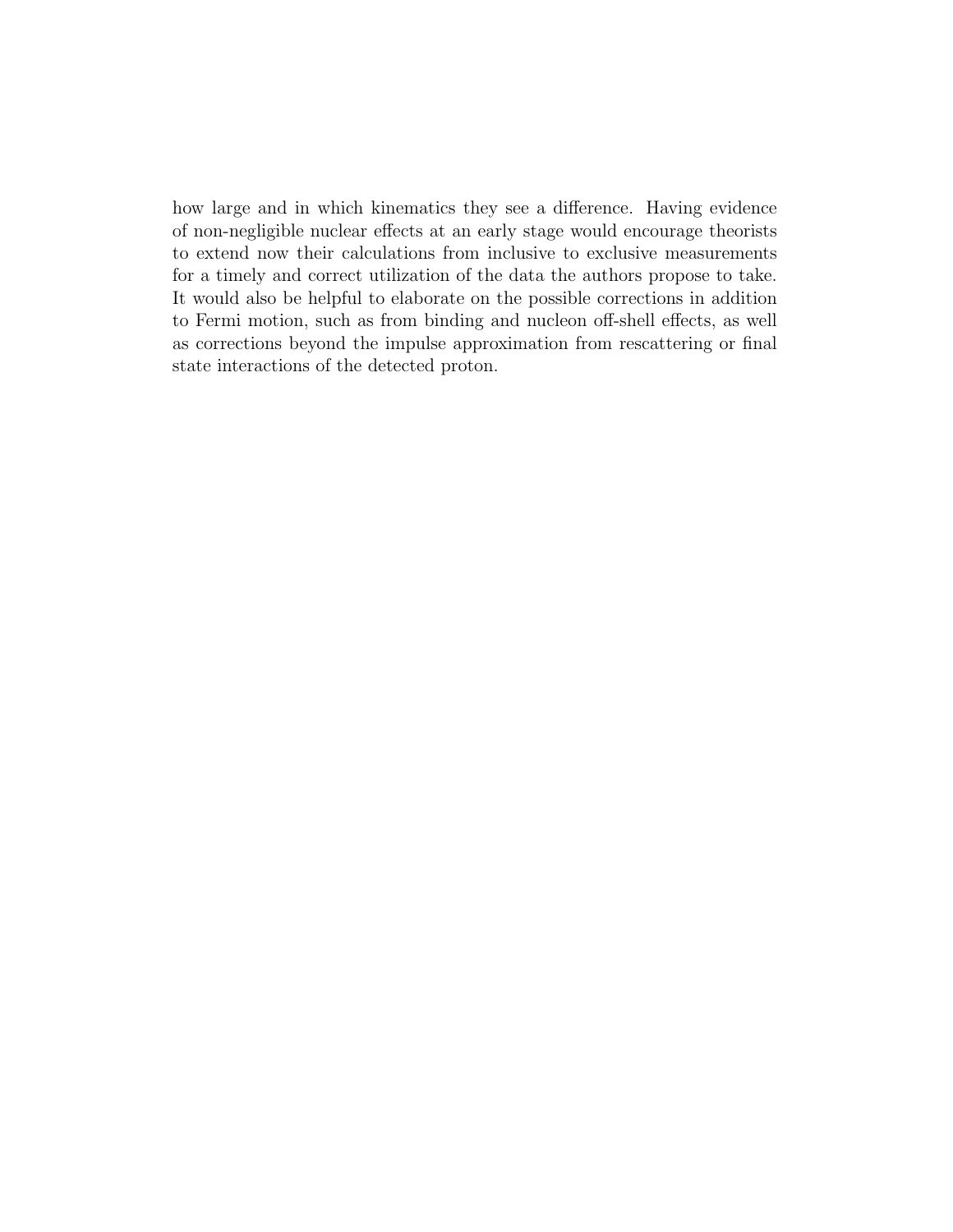how large and in which kinematics they see a difference. Having evidence of non-negligible nuclear effects at an early stage would encourage theorists to extend now their calculations from inclusive to exclusive measurements for a timely and correct utilization of the data the authors propose to take. It would also be helpful to elaborate on the possible corrections in addition to Fermi motion, such as from binding and nucleon off-shell effects, as well as corrections beyond the impulse approximation from rescattering or final state interactions of the detected proton.